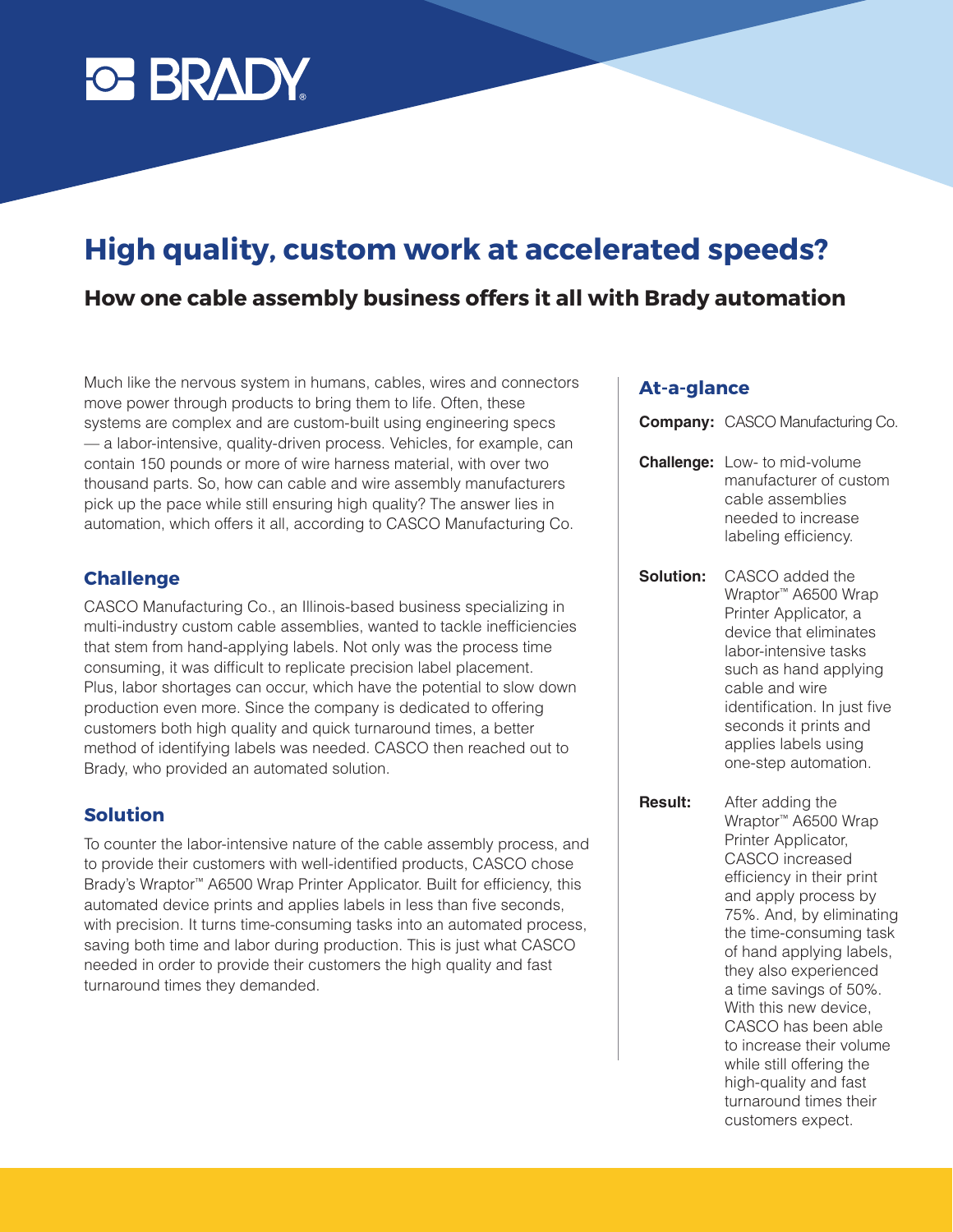# High quality, custom work at accelerated speeds?

## How one cable assembly business offers it all with Brady automation

Much like the nervous system in humans, cables, wires and connectors move power through products to bring them to life. Often, these systems are complex and are custom-built using engineering specs — a labor-intensive, quality-driven process. Vehicles, for example, can contain 150 pounds or more of wire harness material, with over two thousand parts. So, how can cable and wire assembly manufacturers pick up the pace while still ensuring high quality? The answer lies in automation, which offers it all, according to CASCO Manufacturing Co.

### Challenge

CASCO Manufacturing Co., an Illinois-based business specializing in multi-industry custom cable assemblies, wanted to tackle inefficiencies that stem from hand-applying labels. Not only was the process time consuming, it was difficult to replicate precision label placement. Plus, labor shortages can occur, which have the potential to slow down production even more. Since the company is dedicated to offering customers both high quality and quick turnaround times, a better method of identifying labels was needed. CASCO then reached out to Brady, who provided an automated solution.

### Solution

To counter the labor-intensive nature of the cable assembly process, and to provide their customers with well-identified products, CASCO chose Brady's Wraptor™ A6500 Wrap Printer Applicator. Built for efficiency, this automated device prints and applies labels in less than five seconds, with precision. It turns time-consuming tasks into an automated process, saving both time and labor during production. This is just what CASCO needed in order to provide their customers the high quality and fast turnaround times they demanded.

### At-a-glance

**Company:** CASCO Manufacturing Co.

**Challenge:** Low- to mid-volume manufacturer of custom cable assemblies needed to increase labeling efficiency.

**Solution:** CASCO added the Wraptor™ A6500 Wrap Printer Applicator, a device that eliminates labor-intensive tasks such as hand applying cable and wire identification. In just five seconds it prints and applies labels using one-step automation.

**Result:** After adding the Wraptor™ A6500 Wrap Printer Applicator, CASCO increased efficiency in their print and apply process by 75%. And, by eliminating the time-consuming task of hand applying labels, they also experienced a time savings of 50%. With this new device, CASCO has been able to increase their volume while still offering the high-quality and fast turnaround times their customers expect.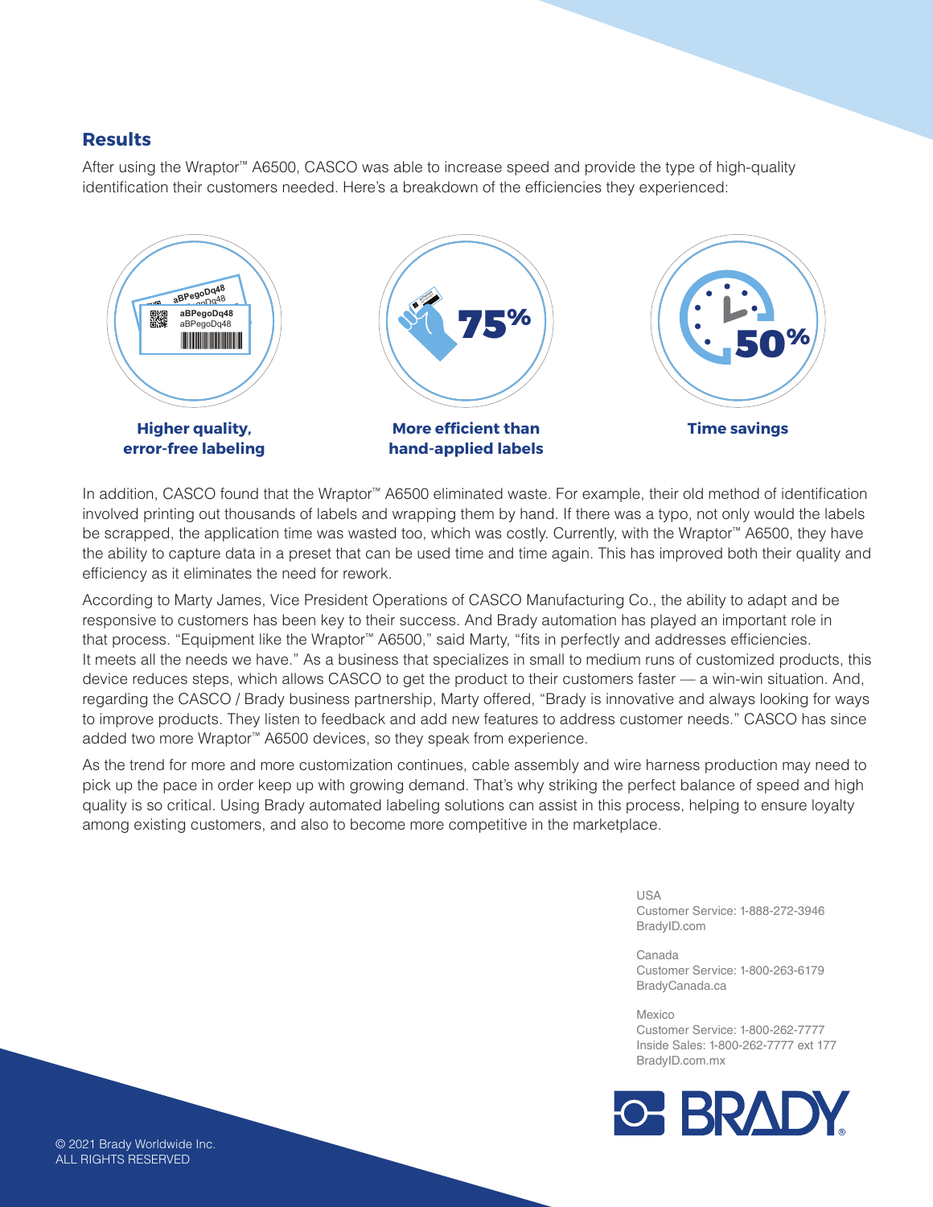## Results

After using the Wraptor™ A6500, CASCO was able to increase speed and provide the type of high-quality identification their customers needed. Here's a breakdown of the efficiencies they experienced:

**Higher quality, error-free labeling**

75%

**More efficient than hand-applied labels**

50%

**Time savings**

In addition, CASCO found that the Wraptor™ A6500 eliminated waste. For example, their old method of identification involved printing out thousands of labels and wrapping them by hand. If there was a typo, not only would the labels be scrapped, the application time was wasted too, which was costly. Currently, with the Wraptor™ A6500, they have the ability to capture data in a preset that can be used time and time again. This has improved both their quality and efficiency as it eliminates the need for rework.

According to Marty James, Vice President Operations of CASCO Manufacturing Co., the ability to adapt and be responsive to customers has been key to their success. And Brady automation has played an important role in that process. "Equipment like the Wraptor™ A6500," said Marty, "fits in perfectly and addresses efficiencies. It meets all the needs we have." As a business that specializes in small to medium runs of customized products, this device reduces steps, which allows CASCO to get the product to their customers faster — a win-win situation. And, regarding the CASCO / Brady business partnership, Marty offered, "Brady is innovative and always looking for ways to improve products. They listen to feedback and add new features to address customer needs." CASCO has since added two more Wraptor™ A6500 devices, so they speak from experience.

As the trend for more and more customization continues, cable assembly and wire harness production may need to pick up the pace in order keep up with growing demand. That's why striking the perfect balance of speed and high quality is so critical. Using Brady automated labeling solutions can assist in this process, helping to ensure loyalty among existing customers, and also to become more competitive in the marketplace.

USA
Customer Service: 1-888-272-3946
BradyID.com

Canada
Customer Service: 1-800-263-6179
BradyCanada.ca

Mexico
Customer Service: 1-800-262-7777
Inside Sales: 1-800-262-7777 ext 177
BradyID.com.mx

BRADY

© 2021 Brady Worldwide Inc.
ALL RIGHTS RESERVED